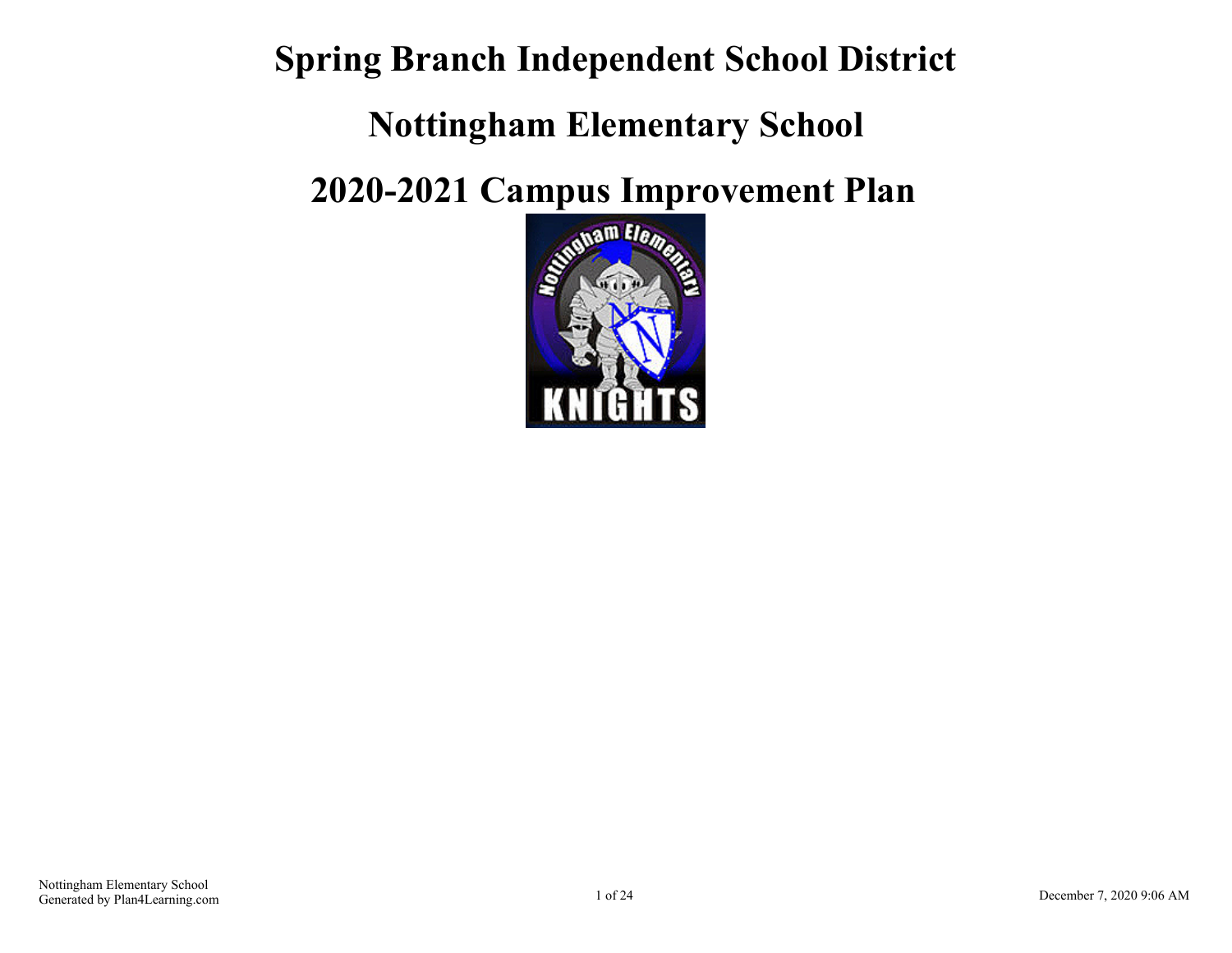# Spring Branch Independent School District

# Nottingham Elementary School

# 2020-2021 Campus Improvement Plan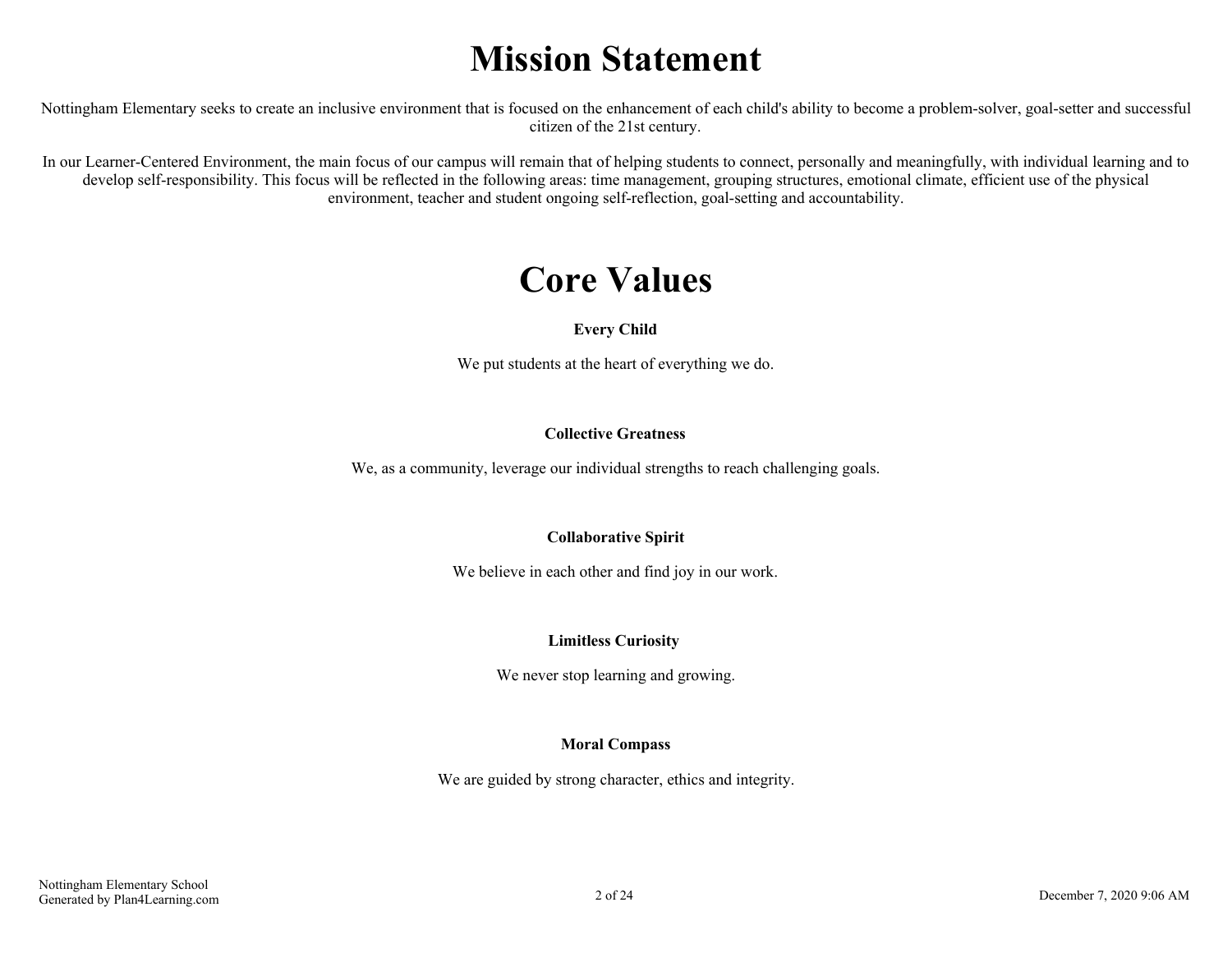# Mission Statement

Nottingham Elementary seeks to create an inclusive environment that is focused on the enhancement of each child's ability to become a problem-solver, goal-setter and successful citizen of the 21st century.

In our Learner-Centered Environment, the main focus of our campus will remain that of helping students to connect, personally and meaningfully, with individual learning and to develop self-responsibility. This focus will be reflected in the following areas: time management, grouping structures, emotional climate, efficient use of the physical environment, teacher and student ongoing self-reflection, goal-setting and accountability.

# Core Values

**Every Child**

We put students at the heart of everything we do.

**Collective Greatness**

We, as a community, leverage our individual strengths to reach challenging goals.

**Collaborative Spirit**

We believe in each other and find joy in our work.

**Limitless Curiosity**

We never stop learning and growing.

**Moral Compass**

We are guided by strong character, ethics and integrity.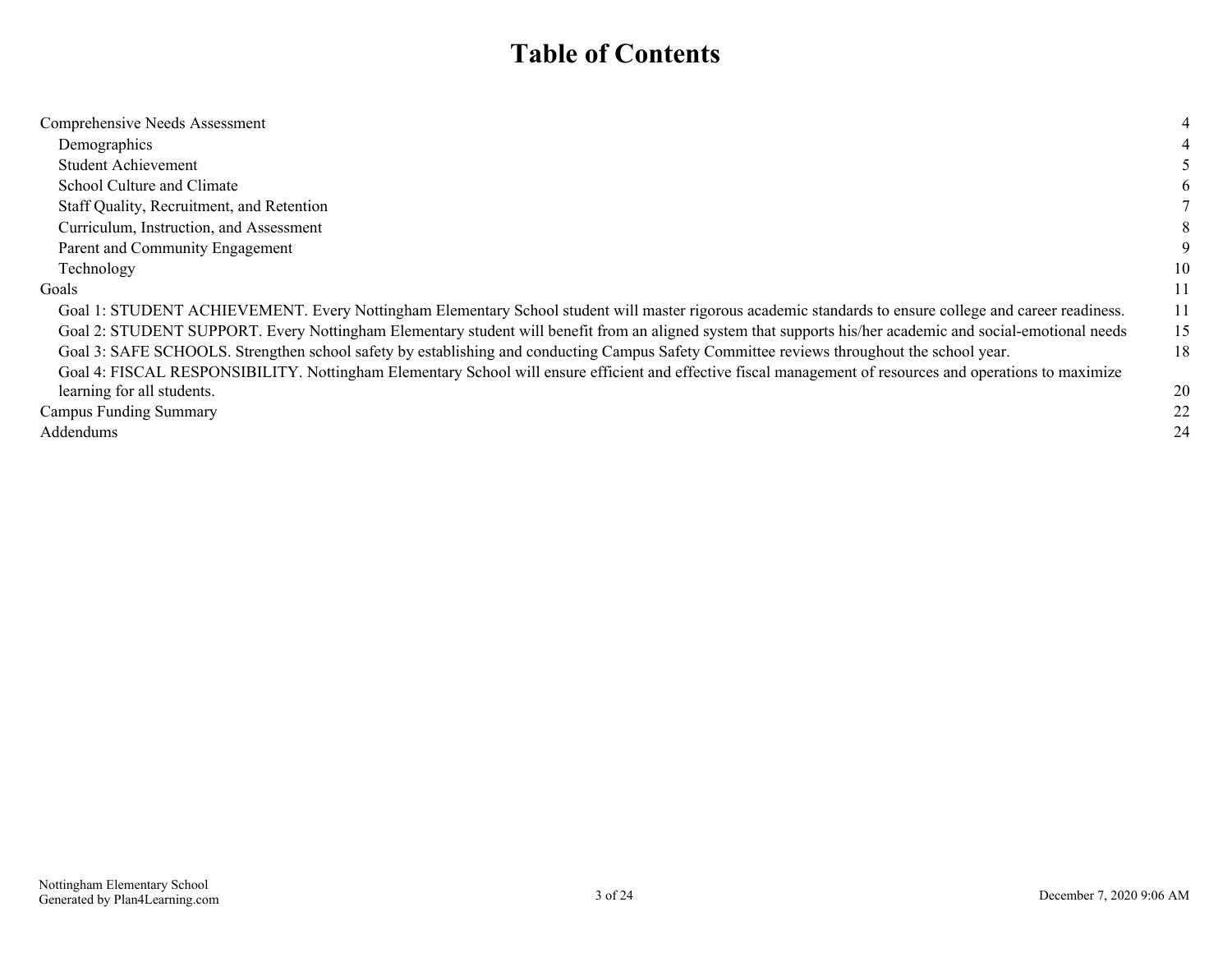# Table of Contents

| | |
|---|---|
| Comprehensive Needs Assessment | 4 |
| Demographics | 4 |
| Student Achievement | 5 |
| School Culture and Climate | 6 |
| Staff Quality, Recruitment, and Retention | 7 |
| Curriculum, Instruction, and Assessment | 8 |
| Parent and Community Engagement | 9 |
| Technology | 10 |
| Goals | 11 |
| Goal 1: STUDENT ACHIEVEMENT. Every Nottingham Elementary School student will master rigorous academic standards to ensure college and career readiness. | 11 |
| Goal 2: STUDENT SUPPORT. Every Nottingham Elementary student will benefit from an aligned system that supports his/her academic and social-emotional needs | 15 |
| Goal 3: SAFE SCHOOLS. Strengthen school safety by establishing and conducting Campus Safety Committee reviews throughout the school year. | 18 |
| Goal 4: FISCAL RESPONSIBILITY. Nottingham Elementary School will ensure efficient and effective fiscal management of resources and operations to maximize learning for all students. | 20 |
| Campus Funding Summary | 22 |
| Addendums | 24 |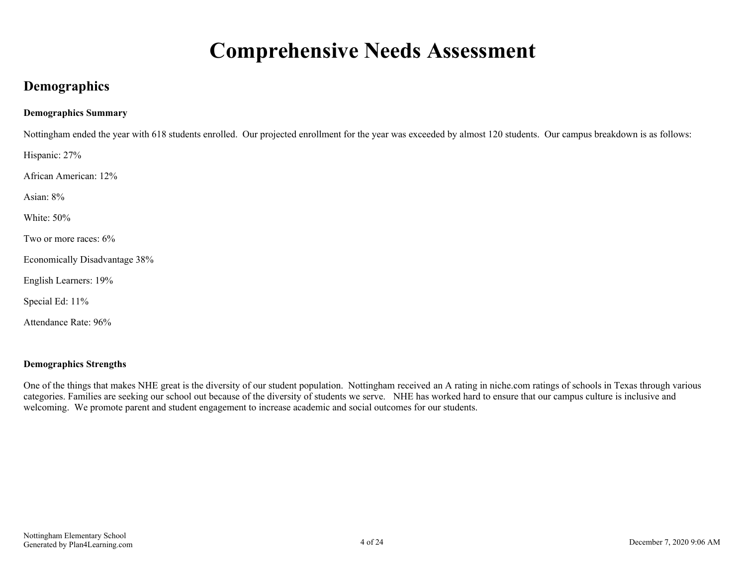# Comprehensive Needs Assessment

## Demographics

**Demographics Summary**

Nottingham ended the year with 618 students enrolled. Our projected enrollment for the year was exceeded by almost 120 students. Our campus breakdown is as follows:

Hispanic: 27%

African American: 12%

Asian: 8%

White: 50%

Two or more races: 6%

Economically Disadvantage 38%

English Learners: 19%

Special Ed: 11%

Attendance Rate: 96%

**Demographics Strengths**

One of the things that makes NHE great is the diversity of our student population. Nottingham received an A rating in niche.com ratings of schools in Texas through various categories. Families are seeking our school out because of the diversity of students we serve. NHE has worked hard to ensure that our campus culture is inclusive and welcoming. We promote parent and student engagement to increase academic and social outcomes for our students.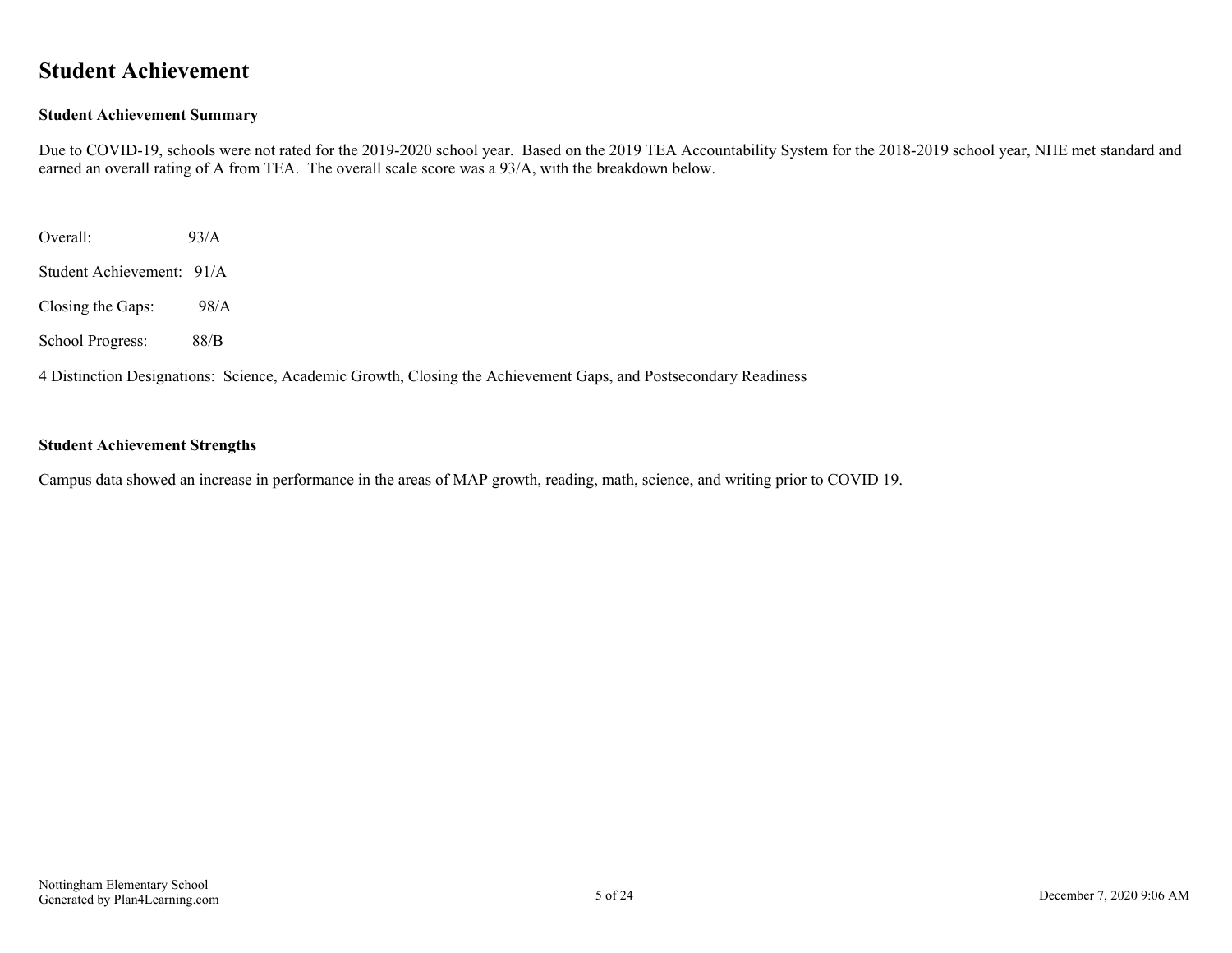# Student Achievement

**Student Achievement Summary**

Due to COVID-19, schools were not rated for the 2019-2020 school year. Based on the 2019 TEA Accountability System for the 2018-2019 school year, NHE met standard and earned an overall rating of A from TEA. The overall scale score was a 93/A, with the breakdown below.

Overall: 93/A

Student Achievement: 91/A

Closing the Gaps: 98/A

School Progress: 88/B

4 Distinction Designations: Science, Academic Growth, Closing the Achievement Gaps, and Postsecondary Readiness

**Student Achievement Strengths**

Campus data showed an increase in performance in the areas of MAP growth, reading, math, science, and writing prior to COVID 19.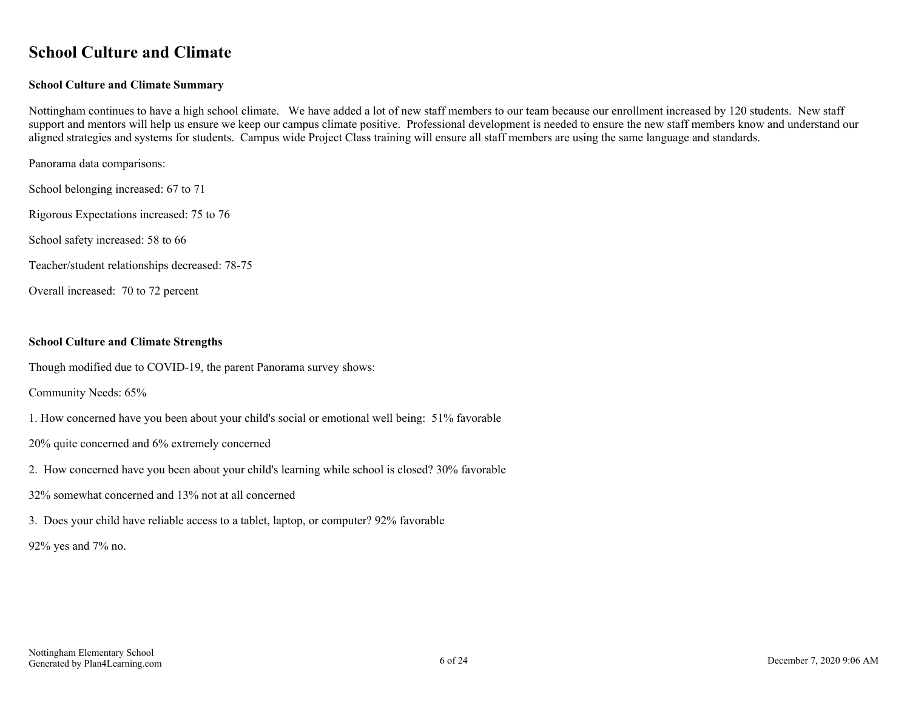# School Culture and Climate

### School Culture and Climate Summary

Nottingham continues to have a high school climate.  We have added a lot of new staff members to our team because our enrollment increased by 120 students.  New staff support and mentors will help us ensure we keep our campus climate positive.  Professional development is needed to ensure the new staff members know and understand our aligned strategies and systems for students.  Campus wide Project Class training will ensure all staff members are using the same language and standards.

Panorama data comparisons:

School belonging increased: 67 to 71

Rigorous Expectations increased: 75 to 76

School safety increased: 58 to 66

Teacher/student relationships decreased: 78-75

Overall increased:  70 to 72 percent

### School Culture and Climate Strengths

Though modified due to COVID-19, the parent Panorama survey shows:

Community Needs: 65%

1. How concerned have you been about your child's social or emotional well being:  51% favorable

20% quite concerned and 6% extremely concerned

2.  How concerned have you been about your child's learning while school is closed? 30% favorable

32% somewhat concerned and 13% not at all concerned

3.  Does your child have reliable access to a tablet, laptop, or computer? 92% favorable

92% yes and 7% no.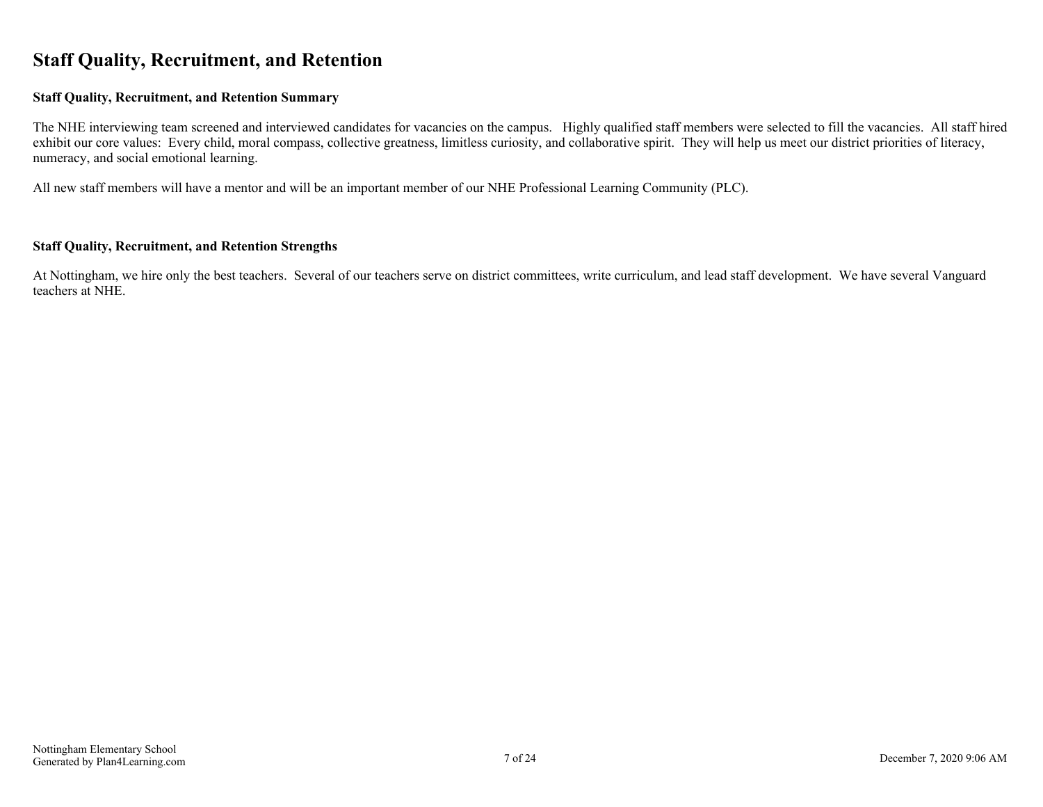# Staff Quality, Recruitment, and Retention

### Staff Quality, Recruitment, and Retention Summary

The NHE interviewing team screened and interviewed candidates for vacancies on the campus. Highly qualified staff members were selected to fill the vacancies. All staff hired exhibit our core values: Every child, moral compass, collective greatness, limitless curiosity, and collaborative spirit. They will help us meet our district priorities of literacy, numeracy, and social emotional learning.

All new staff members will have a mentor and will be an important member of our NHE Professional Learning Community (PLC).

### Staff Quality, Recruitment, and Retention Strengths

At Nottingham, we hire only the best teachers. Several of our teachers serve on district committees, write curriculum, and lead staff development. We have several Vanguard teachers at NHE.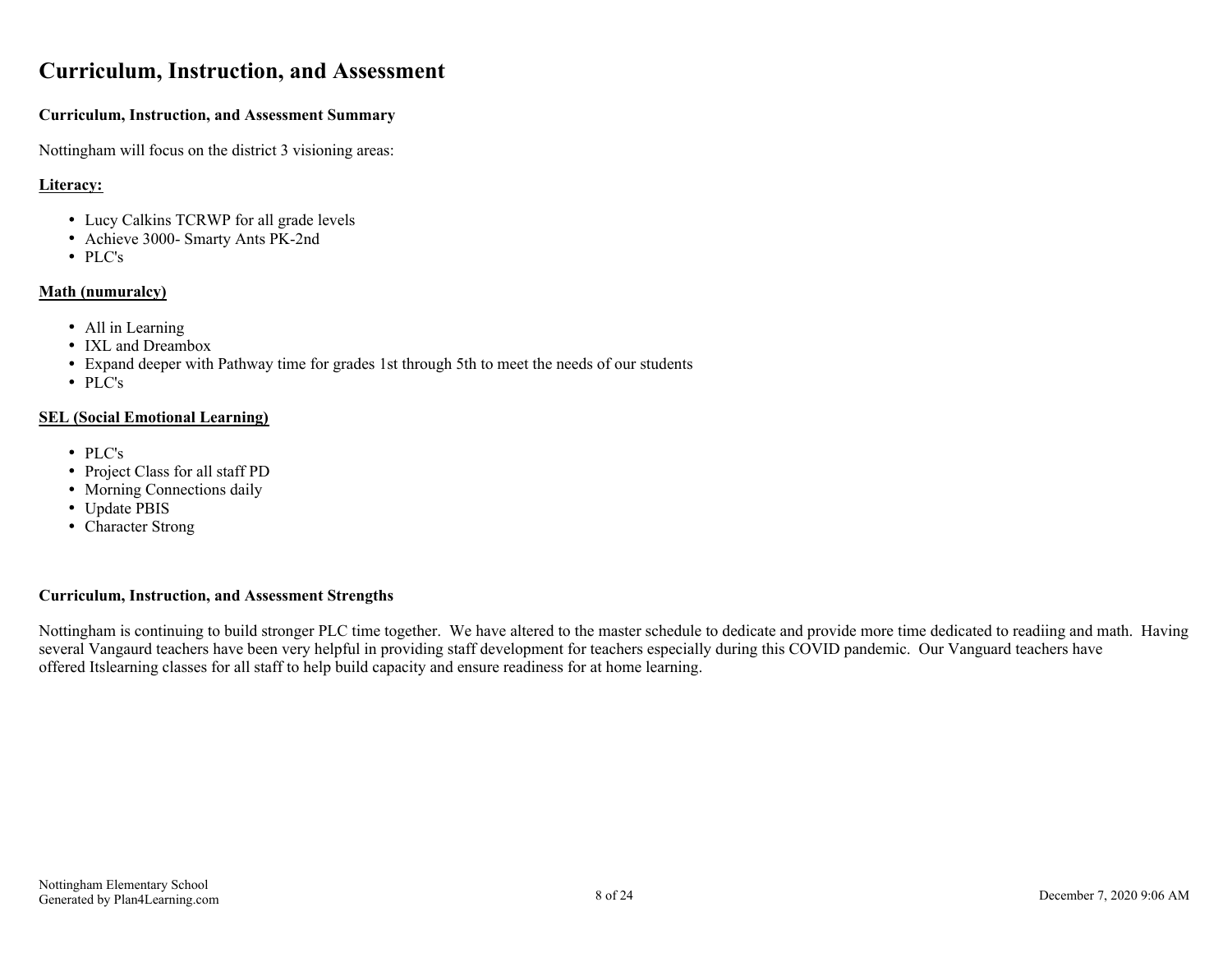# Curriculum, Instruction, and Assessment

**Curriculum, Instruction, and Assessment Summary**

Nottingham will focus on the district 3 visioning areas:

**Literacy:**

- Lucy Calkins TCRWP for all grade levels
- Achieve 3000- Smarty Ants PK-2nd
- PLC's

**Math (numuralcy)**

- All in Learning
- IXL and Dreambox
- Expand deeper with Pathway time for grades 1st through 5th to meet the needs of our students
- PLC's

**SEL (Social Emotional Learning)**

- PLC's
- Project Class for all staff PD
- Morning Connections daily
- Update PBIS
- Character Strong

**Curriculum, Instruction, and Assessment Strengths**

Nottingham is continuing to build stronger PLC time together. We have altered to the master schedule to dedicate and provide more time dedicated to readiing and math. Having several Vangaurd teachers have been very helpful in providing staff development for teachers especially during this COVID pandemic. Our Vanguard teachers have offered Itslearning classes for all staff to help build capacity and ensure readiness for at home learning.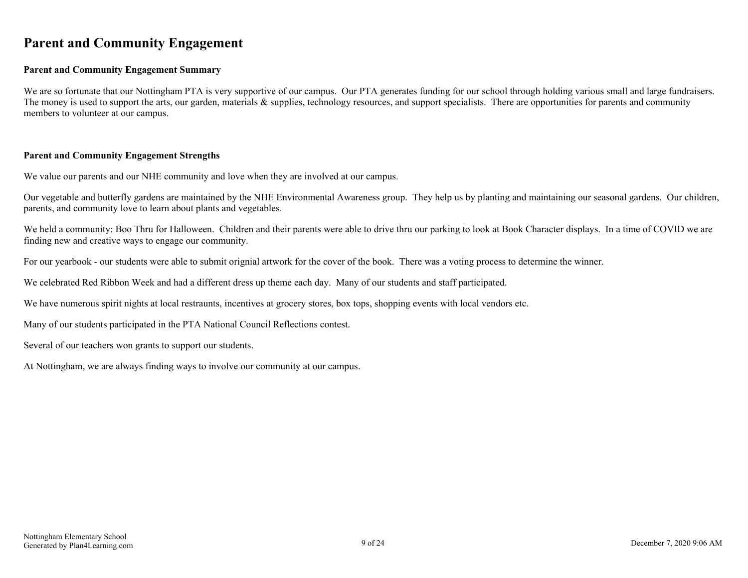# Parent and Community Engagement

## Parent and Community Engagement Summary

We are so fortunate that our Nottingham PTA is very supportive of our campus. Our PTA generates funding for our school through holding various small and large fundraisers. The money is used to support the arts, our garden, materials & supplies, technology resources, and support specialists. There are opportunities for parents and community members to volunteer at our campus.

## Parent and Community Engagement Strengths

We value our parents and our NHE community and love when they are involved at our campus.

Our vegetable and butterfly gardens are maintained by the NHE Environmental Awareness group. They help us by planting and maintaining our seasonal gardens. Our children, parents, and community love to learn about plants and vegetables.

We held a community: Boo Thru for Halloween. Children and their parents were able to drive thru our parking to look at Book Character displays. In a time of COVID we are finding new and creative ways to engage our community.

For our yearbook - our students were able to submit orignial artwork for the cover of the book. There was a voting process to determine the winner.

We celebrated Red Ribbon Week and had a different dress up theme each day. Many of our students and staff participated.

We have numerous spirit nights at local restraunts, incentives at grocery stores, box tops, shopping events with local vendors etc.

Many of our students participated in the PTA National Council Reflections contest.

Several of our teachers won grants to support our students.

At Nottingham, we are always finding ways to involve our community at our campus.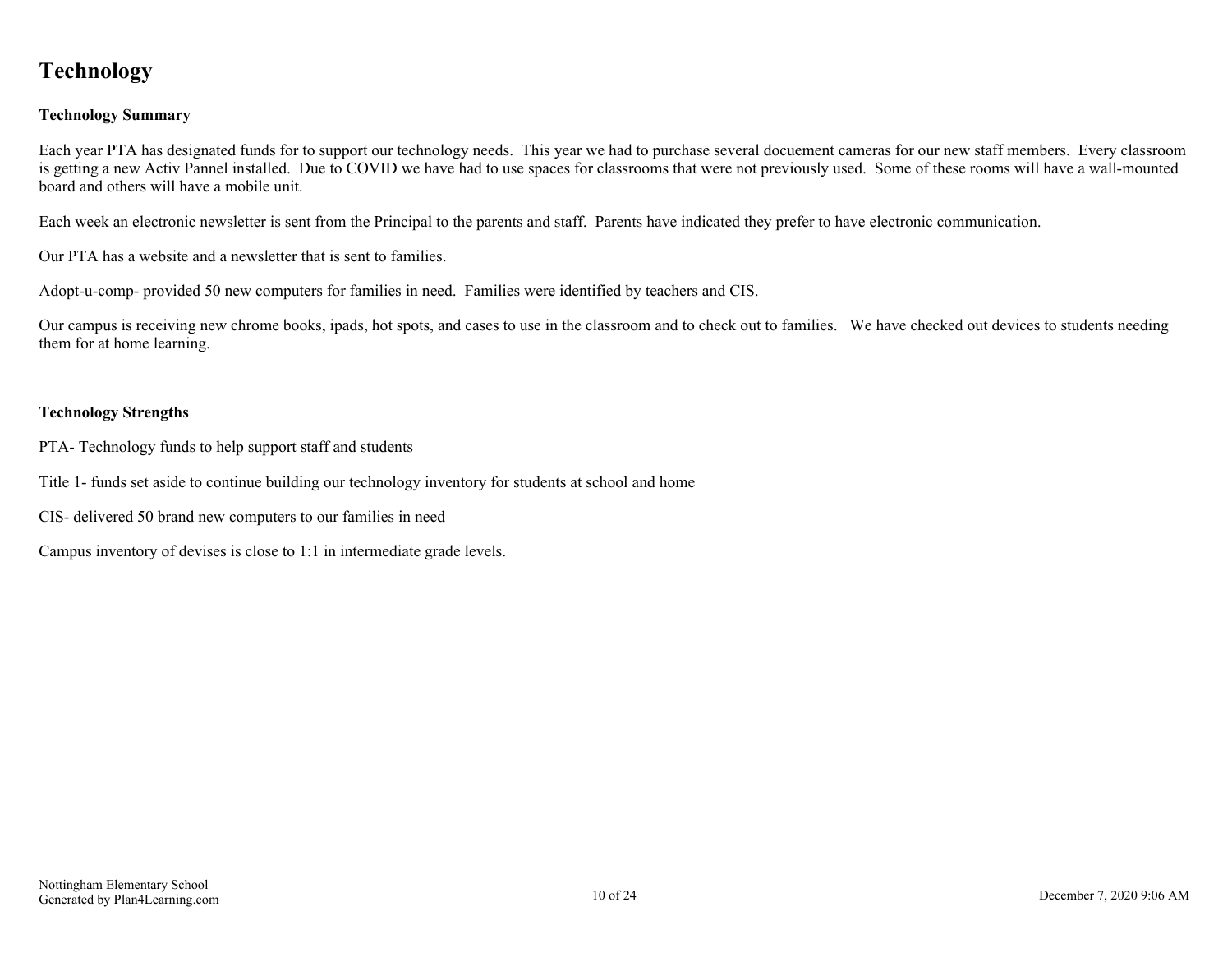# Technology

### Technology Summary

Each year PTA has designated funds for to support our technology needs. This year we had to purchase several docuement cameras for our new staff members. Every classroom is getting a new Activ Pannel installed. Due to COVID we have had to use spaces for classrooms that were not previously used. Some of these rooms will have a wall-mounted board and others will have a mobile unit.

Each week an electronic newsletter is sent from the Principal to the parents and staff. Parents have indicated they prefer to have electronic communication.

Our PTA has a website and a newsletter that is sent to families.

Adopt-u-comp- provided 50 new computers for families in need. Families were identified by teachers and CIS.

Our campus is receiving new chrome books, ipads, hot spots, and cases to use in the classroom and to check out to families. We have checked out devices to students needing them for at home learning.

### Technology Strengths

PTA- Technology funds to help support staff and students

Title 1- funds set aside to continue building our technology inventory for students at school and home

CIS- delivered 50 brand new computers to our families in need

Campus inventory of devises is close to 1:1 in intermediate grade levels.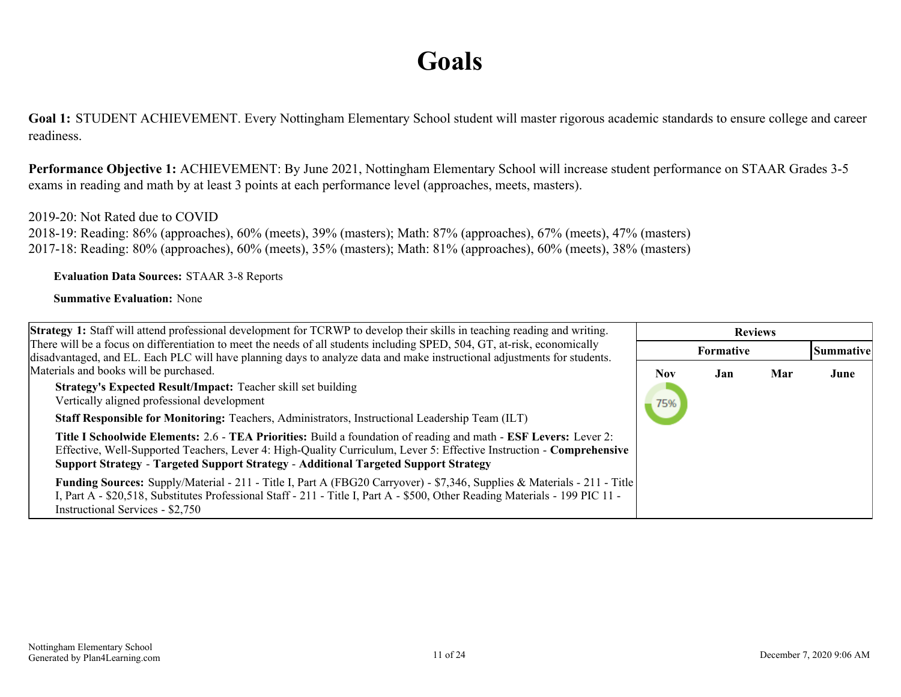// Page 11 of 24 — document 2dfa6cb8d5c2

# Goals

**Goal 1:** STUDENT ACHIEVEMENT. Every Nottingham Elementary School student will master rigorous academic standards to ensure college and career readiness.

**Performance Objective 1:** ACHIEVEMENT: By June 2021, Nottingham Elementary School will increase student performance on STAAR Grades 3-5 exams in reading and math by at least 3 points at each performance level (approaches, meets, masters).

2019-20: Not Rated due to COVID
2018-19: Reading: 86% (approaches), 60% (meets), 39% (masters); Math: 87% (approaches), 67% (meets), 47% (masters)
2017-18: Reading: 80% (approaches), 60% (meets), 35% (masters); Math: 81% (approaches), 60% (meets), 38% (masters)

**Evaluation Data Sources:** STAAR 3-8 Reports

**Summative Evaluation:** None

| Strategy 1 | Reviews | | | |
|---|---|---|---|---|
| | Formative | | | Summative |
| | Nov | Jan | Mar | June |
| **Strategy 1:** Staff will attend professional development for TCRWP to develop their skills in teaching reading and writing. There will be a focus on differentiation to meet the needs of all students including SPED, 504, GT, at-risk, economically disadvantaged, and EL. Each PLC will have planning days to analyze data and make instructional adjustments for students. Materials and books will be purchased.<br><br>**Strategy's Expected Result/Impact:** Teacher skill set building<br>Vertically aligned professional development<br><br>**Staff Responsible for Monitoring:** Teachers, Administrators, Instructional Leadership Team (ILT)<br><br>**Title I Schoolwide Elements:** 2.6 - **TEA Priorities:** Build a foundation of reading and math - **ESF Levers:** Lever 2: Effective, Well-Supported Teachers, Lever 4: High-Quality Curriculum, Lever 5: Effective Instruction - **Comprehensive Support Strategy** - **Targeted Support Strategy** - **Additional Targeted Support Strategy**<br><br>**Funding Sources:** Supply/Material - 211 - Title I, Part A (FBG20 Carryover) - $7,346, Supplies & Materials - 211 - Title I, Part A - $20,518, Substitutes Professional Staff - 211 - Title I, Part A - $500, Other Reading Materials - 199 PIC 11 - Instructional Services - $2,750 | 75% | | | |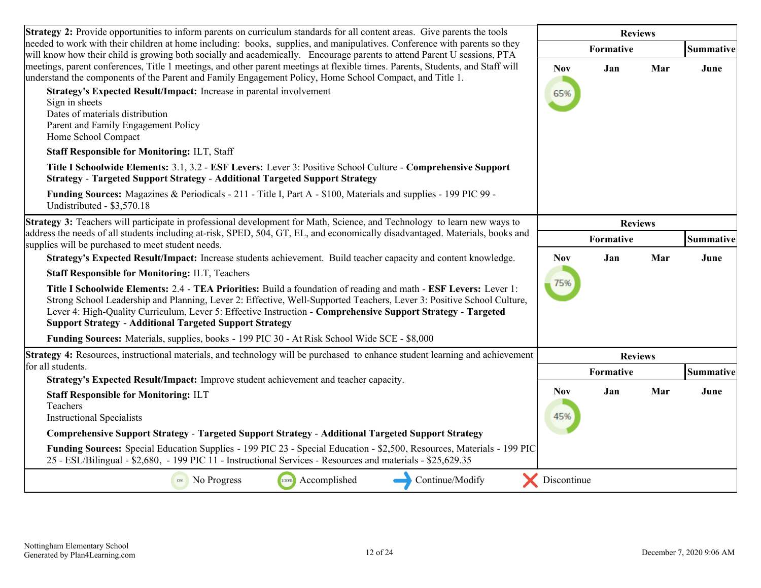| Strategy 2 Details | Reviews | | | |
|---|---|---|---|---|
| **Strategy 2:** Provide opportunities to inform parents on curriculum standards for all content areas. Give parents the tools needed to work with their children at home including: books, supplies, and manipulatives. Conference with parents so they will know how their child is growing both socially and academically. Encourage parents to attend Parent U sessions, PTA meetings, parent conferences, Title 1 meetings, and other parent meetings at flexible times. Parents, Students, and Staff will understand the components of the Parent and Family Engagement Policy, Home School Compact, and Title 1. | Formative | | | Summative |
| **Strategy's Expected Result/Impact:** Increase in parental involvement<br>Sign in sheets<br>Dates of materials distribution<br>Parent and Family Engagement Policy<br>Home School Compact<br>**Staff Responsible for Monitoring:** ILT, Staff<br>**Title I Schoolwide Elements:** 3.1, 3.2 - **ESF Levers:** Lever 3: Positive School Culture - **Comprehensive Support Strategy** - **Targeted Support Strategy** - **Additional Targeted Support Strategy**<br>**Funding Sources:** Magazines & Periodicals - 211 - Title I, Part A - $100, Materials and supplies - 199 PIC 99 - Undistributed - $3,570.18 | Nov | Jan | Mar | June |
| | 65% | | | |

| Strategy 3 Details | Reviews | | | |
|---|---|---|---|---|
| **Strategy 3:** Teachers will participate in professional development for Math, Science, and Technology to learn new ways to address the needs of all students including at-risk, SPED, 504, GT, EL, and economically disadvantaged. Materials, books and supplies will be purchased to meet student needs. | Formative | | | Summative |
| **Strategy's Expected Result/Impact:** Increase students achievement. Build teacher capacity and content knowledge.<br>**Staff Responsible for Monitoring:** ILT, Teachers<br>**Title I Schoolwide Elements:** 2.4 - **TEA Priorities:** Build a foundation of reading and math - **ESF Levers:** Lever 1: Strong School Leadership and Planning, Lever 2: Effective, Well-Supported Teachers, Lever 3: Positive School Culture, Lever 4: High-Quality Curriculum, Lever 5: Effective Instruction - **Comprehensive Support Strategy** - **Targeted Support Strategy** - **Additional Targeted Support Strategy**<br>**Funding Sources:** Materials, supplies, books - 199 PIC 30 - At Risk School Wide SCE - $8,000 | Nov | Jan | Mar | June |
| | 75% | | | |

| Strategy 4 Details | Reviews | | | |
|---|---|---|---|---|
| **Strategy 4:** Resources, instructional materials, and technology will be purchased to enhance student learning and achievement for all students. | Formative | | | Summative |
| **Strategy's Expected Result/Impact:** Improve student achievement and teacher capacity.<br>**Staff Responsible for Monitoring:** ILT<br>Teachers<br>Instructional Specialists<br>**Comprehensive Support Strategy** - **Targeted Support Strategy** - **Additional Targeted Support Strategy**<br>**Funding Sources:** Special Education Supplies - 199 PIC 23 - Special Education - $2,500, Resources, Materials - 199 PIC 25 - ESL/Bilingual - $2,680, - 199 PIC 11 - Instructional Services - Resources and materials - $25,629.35 | Nov | Jan | Mar | June |
| | 45% | | | |

0% No Progress | 100% Accomplished | Continue/Modify | Discontinue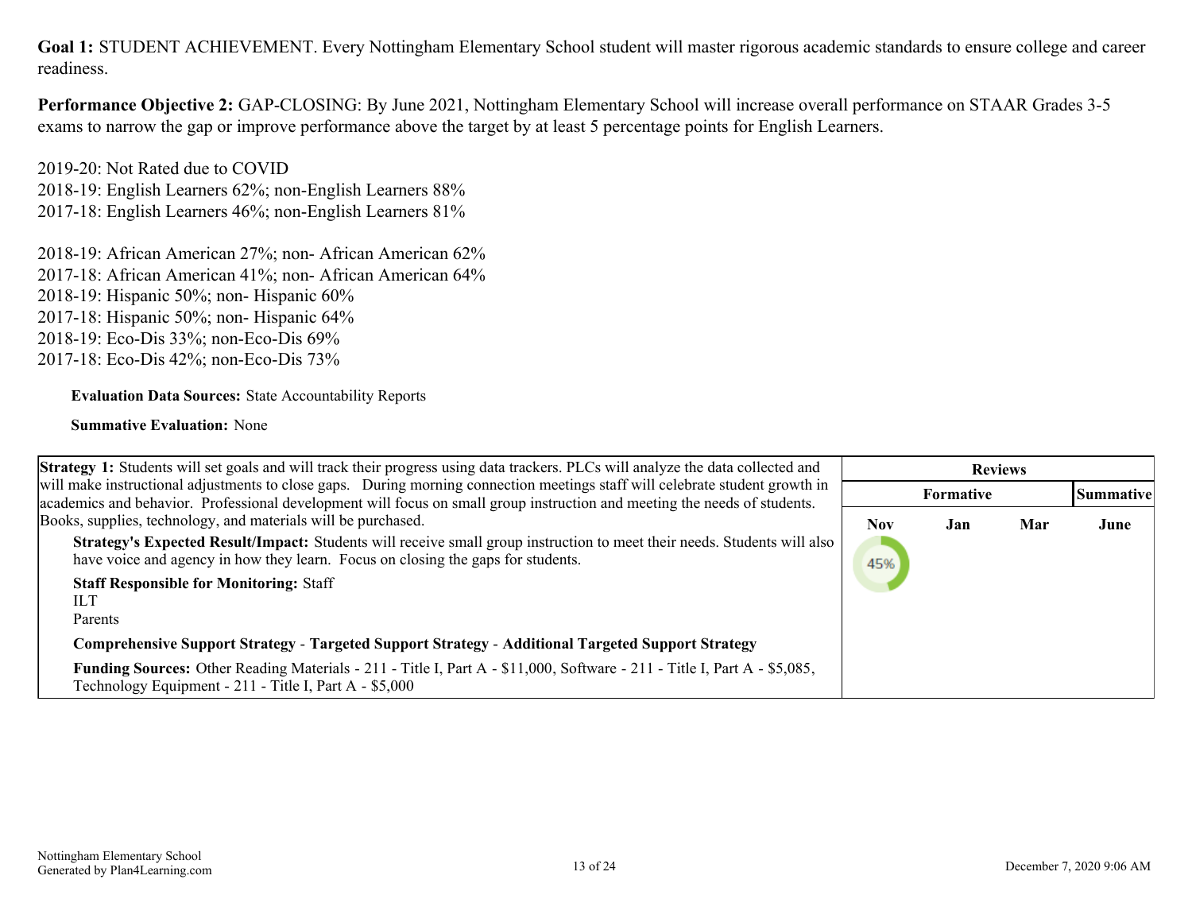**Goal 1:** STUDENT ACHIEVEMENT. Every Nottingham Elementary School student will master rigorous academic standards to ensure college and career readiness.

**Performance Objective 2:** GAP-CLOSING: By June 2021, Nottingham Elementary School will increase overall performance on STAAR Grades 3-5 exams to narrow the gap or improve performance above the target by at least 5 percentage points for English Learners.

2019-20: Not Rated due to COVID
2018-19: English Learners 62%; non-English Learners 88%
2017-18: English Learners 46%; non-English Learners 81%

2018-19: African American 27%; non- African American 62%
2017-18: African American 41%; non- African American 64%
2018-19: Hispanic 50%; non- Hispanic 60%
2017-18: Hispanic 50%; non- Hispanic 64%
2018-19: Eco-Dis 33%; non-Eco-Dis 69%
2017-18: Eco-Dis 42%; non-Eco-Dis 73%

**Evaluation Data Sources:** State Accountability Reports

**Summative Evaluation:** None

| Strategy 1 | Reviews | | | |
|---|---|---|---|---|
| | Formative | | | Summative |
| | Nov | Jan | Mar | June |
| **Strategy 1:** Students will set goals and will track their progress using data trackers. PLCs will analyze the data collected and will make instructional adjustments to close gaps. During morning connection meetings staff will celebrate student growth in academics and behavior. Professional development will focus on small group instruction and meeting the needs of students. Books, supplies, technology, and materials will be purchased.<br>**Strategy's Expected Result/Impact:** Students will receive small group instruction to meet their needs. Students will also have voice and agency in how they learn. Focus on closing the gaps for students.<br>**Staff Responsible for Monitoring:** Staff<br>ILT<br>Parents<br>**Comprehensive Support Strategy** - **Targeted Support Strategy** - **Additional Targeted Support Strategy**<br>**Funding Sources:** Other Reading Materials - 211 - Title I, Part A - $11,000, Software - 211 - Title I, Part A - $5,085, Technology Equipment - 211 - Title I, Part A - $5,000 | 45% | | | |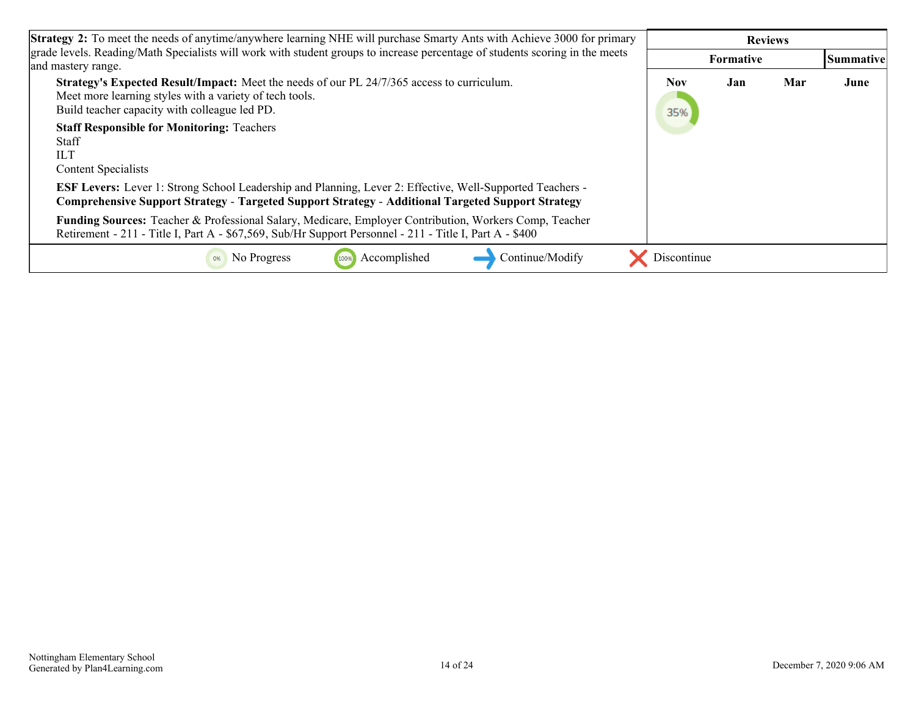| **Strategy 2:** To meet the needs of anytime/anywhere learning NHE will purchase Smarty Ants with Achieve 3000 for primary grade levels. Reading/Math Specialists will work with student groups to increase percentage of students scoring in the meets and mastery range. | Reviews | | | |
|---|---|---|---|---|
| | Formative | | | Summative |
| **Strategy's Expected Result/Impact:** Meet the needs of our PL 24/7/365 access to curriculum.<br>Meet more learning styles with a variety of tech tools.<br>Build teacher capacity with colleague led PD.<br><br>**Staff Responsible for Monitoring:** Teachers<br>Staff<br>ILT<br>Content Specialists<br><br>**ESF Levers:** Lever 1: Strong School Leadership and Planning, Lever 2: Effective, Well-Supported Teachers - **Comprehensive Support Strategy** - **Targeted Support Strategy** - **Additional Targeted Support Strategy**<br><br>**Funding Sources:** Teacher & Professional Salary, Medicare, Employer Contribution, Workers Comp, Teacher Retirement - 211 - Title I, Part A - $67,569, Sub/Hr Support Personnel - 211 - Title I, Part A - $400 | **Nov**<br>35% | **Jan** | **Mar** | **June** |

0% No Progress | 100% Accomplished | Continue/Modify | Discontinue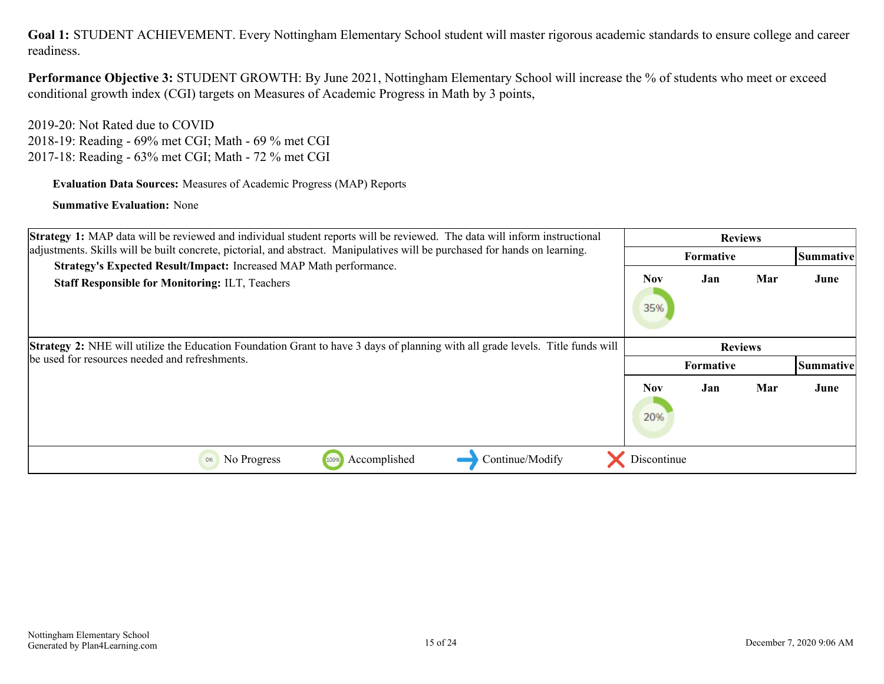**Goal 1:** STUDENT ACHIEVEMENT. Every Nottingham Elementary School student will master rigorous academic standards to ensure college and career readiness.

**Performance Objective 3:** STUDENT GROWTH: By June 2021, Nottingham Elementary School will increase the % of students who meet or exceed conditional growth index (CGI) targets on Measures of Academic Progress in Math by 3 points,

2019-20: Not Rated due to COVID
2018-19: Reading - 69% met CGI; Math - 69 % met CGI
2017-18: Reading - 63% met CGI; Math - 72 % met CGI

**Evaluation Data Sources:** Measures of Academic Progress (MAP) Reports

**Summative Evaluation:** None

| Strategy | Reviews | | | |
|---|---|---|---|---|
| | Formative | | | Summative |
| | Nov | Jan | Mar | June |
| **Strategy 1:** MAP data will be reviewed and individual student reports will be reviewed. The data will inform instructional adjustments. Skills will be built concrete, pictorial, and abstract. Manipulatives will be purchased for hands on learning. **Strategy's Expected Result/Impact:** Increased MAP Math performance. **Staff Responsible for Monitoring:** ILT, Teachers | 35% | | | |
| **Strategy 2:** NHE will utilize the Education Foundation Grant to have 3 days of planning with all grade levels. Title funds will be used for resources needed and refreshments. | 20% | | | |

0% No Progress | 100% Accomplished | Continue/Modify | Discontinue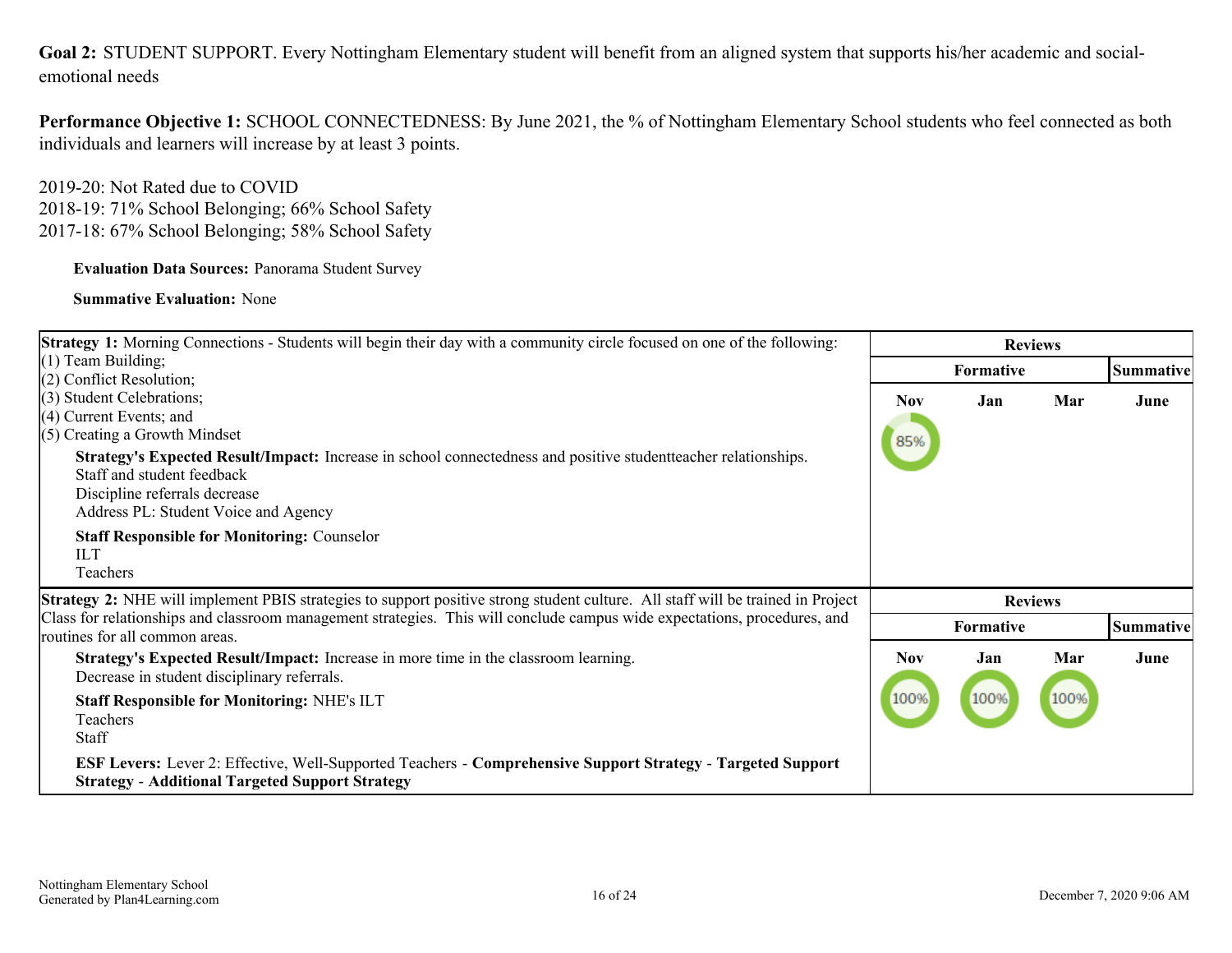**Goal 2:** STUDENT SUPPORT. Every Nottingham Elementary student will benefit from an aligned system that supports his/her academic and social-emotional needs

**Performance Objective 1:** SCHOOL CONNECTEDNESS: By June 2021, the % of Nottingham Elementary School students who feel connected as both individuals and learners will increase by at least 3 points.

2019-20: Not Rated due to COVID
2018-19: 71% School Belonging; 66% School Safety
2017-18: 67% School Belonging; 58% School Safety

**Evaluation Data Sources:** Panorama Student Survey

**Summative Evaluation:** None

| Strategy 1 | Reviews | | | |
|---|---|---|---|---|
| | Formative | | | Summative |
| **Strategy 1:** Morning Connections - Students will begin their day with a community circle focused on one of the following:<br>(1) Team Building;<br>(2) Conflict Resolution;<br>(3) Student Celebrations;<br>(4) Current Events; and<br>(5) Creating a Growth Mindset<br>**Strategy's Expected Result/Impact:** Increase in school connectedness and positive studentteacher relationships.<br>Staff and student feedback<br>Discipline referrals decrease<br>Address PL: Student Voice and Agency<br>**Staff Responsible for Monitoring:** Counselor<br>ILT<br>Teachers | **Nov**<br>85% | **Jan** | **Mar** | **June** |

| Strategy 2 | Reviews | | | |
|---|---|---|---|---|
| | Formative | | | Summative |
| **Strategy 2:** NHE will implement PBIS strategies to support positive strong student culture. All staff will be trained in Project Class for relationships and classroom management strategies. This will conclude campus wide expectations, procedures, and routines for all common areas.<br>**Strategy's Expected Result/Impact:** Increase in more time in the classroom learning.<br>Decrease in student disciplinary referrals.<br>**Staff Responsible for Monitoring:** NHE's ILT<br>Teachers<br>Staff<br>**ESF Levers:** Lever 2: Effective, Well-Supported Teachers - **Comprehensive Support Strategy** - **Targeted Support Strategy** - **Additional Targeted Support Strategy** | **Nov**<br>100% | **Jan**<br>100% | **Mar**<br>100% | **June** |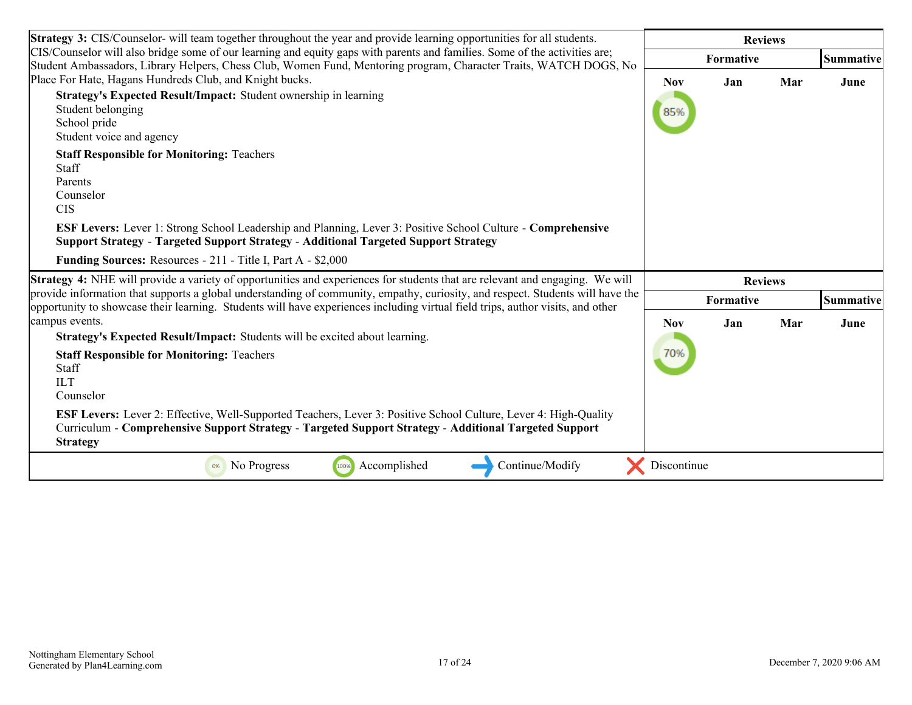| Strategy | Reviews | | | |
|---|---|---|---|---|
| | Formative | | | Summative |
| | Nov | Jan | Mar | June |
| **Strategy 3:** CIS/Counselor- will team together throughout the year and provide learning opportunities for all students. CIS/Counselor will also bridge some of our learning and equity gaps with parents and families. Some of the activities are; Student Ambassadors, Library Helpers, Chess Club, Women Fund, Mentoring program, Character Traits, WATCH DOGS, No Place For Hate, Hagans Hundreds Club, and Knight bucks.<br>**Strategy's Expected Result/Impact:** Student ownership in learning<br>Student belonging<br>School pride<br>Student voice and agency<br>**Staff Responsible for Monitoring:** Teachers<br>Staff<br>Parents<br>Counselor<br>CIS<br>**ESF Levers:** Lever 1: Strong School Leadership and Planning, Lever 3: Positive School Culture - **Comprehensive Support Strategy** - **Targeted Support Strategy** - **Additional Targeted Support Strategy**<br>**Funding Sources:** Resources - 211 - Title I, Part A - $2,000 | 85% | | | |

| Strategy | Reviews | | | |
|---|---|---|---|---|
| | Formative | | | Summative |
| | Nov | Jan | Mar | June |
| **Strategy 4:** NHE will provide a variety of opportunities and experiences for students that are relevant and engaging. We will provide information that supports a global understanding of community, empathy, curiosity, and respect. Students will have the opportunity to showcase their learning. Students will have experiences including virtual field trips, author visits, and other campus events.<br>**Strategy's Expected Result/Impact:** Students will be excited about learning.<br>**Staff Responsible for Monitoring:** Teachers<br>Staff<br>ILT<br>Counselor<br>**ESF Levers:** Lever 2: Effective, Well-Supported Teachers, Lever 3: Positive School Culture, Lever 4: High-Quality Curriculum - **Comprehensive Support Strategy** - **Targeted Support Strategy** - **Additional Targeted Support Strategy** | 70% | | | |

0% No Progress | 100% Accomplished | Continue/Modify | Discontinue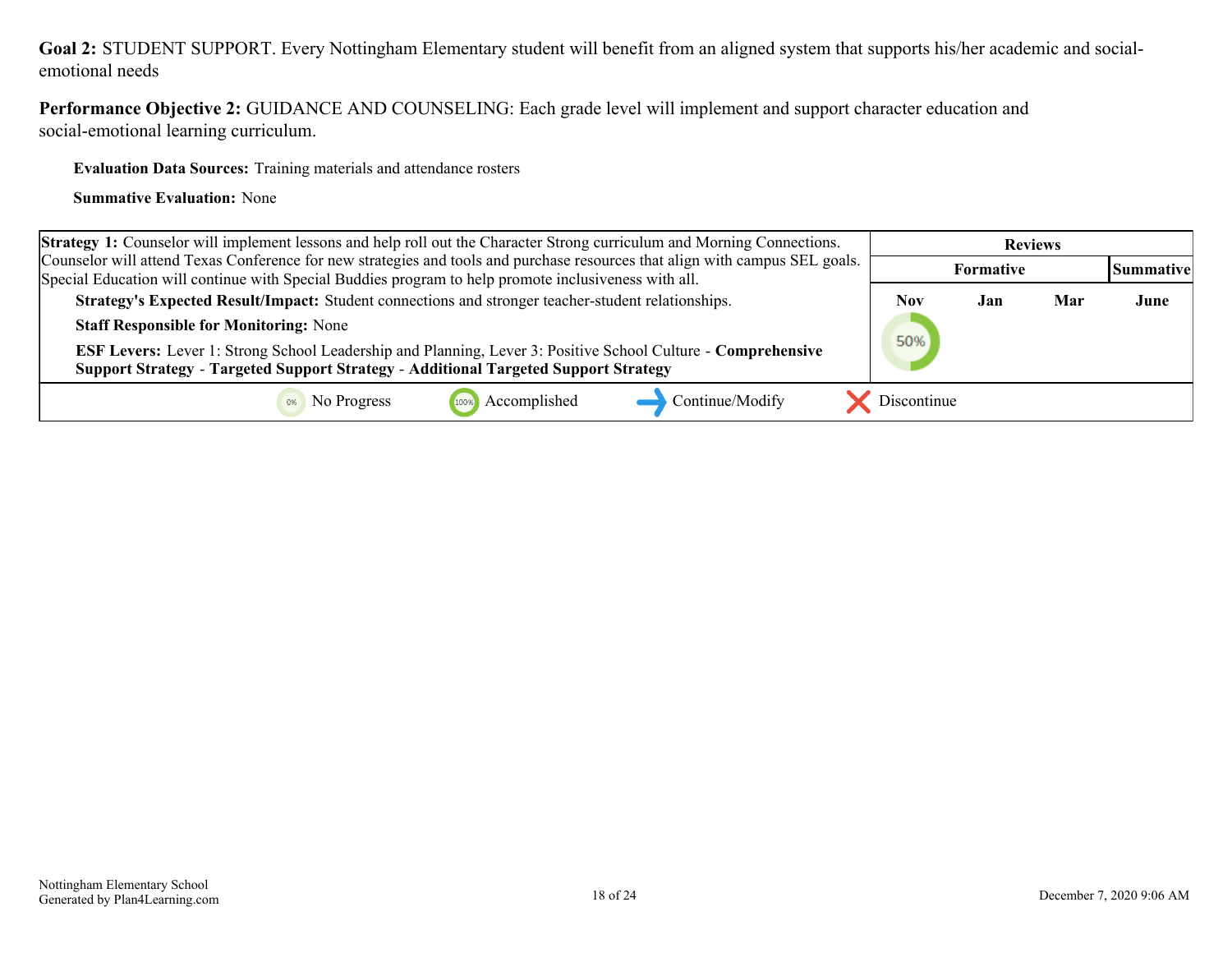**Goal 2:** STUDENT SUPPORT. Every Nottingham Elementary student will benefit from an aligned system that supports his/her academic and social-emotional needs

**Performance Objective 2:** GUIDANCE AND COUNSELING: Each grade level will implement and support character education and social-emotional learning curriculum.

**Evaluation Data Sources:** Training materials and attendance rosters

**Summative Evaluation:** None

| Strategy 1 | Reviews | | | |
|---|---|---|---|---|
| | Formative | | | Summative |
| | Nov | Jan | Mar | June |
| **Strategy 1:** Counselor will implement lessons and help roll out the Character Strong curriculum and Morning Connections. Counselor will attend Texas Conference for new strategies and tools and purchase resources that align with campus SEL goals. Special Education will continue with Special Buddies program to help promote inclusiveness with all.<br>**Strategy's Expected Result/Impact:** Student connections and stronger teacher-student relationships.<br>**Staff Responsible for Monitoring:** None<br>**ESF Levers:** Lever 1: Strong School Leadership and Planning, Lever 3: Positive School Culture - **Comprehensive Support Strategy** - **Targeted Support Strategy** - **Additional Targeted Support Strategy** | 50% | | | |

0% No Progress | 100% Accomplished | Continue/Modify | Discontinue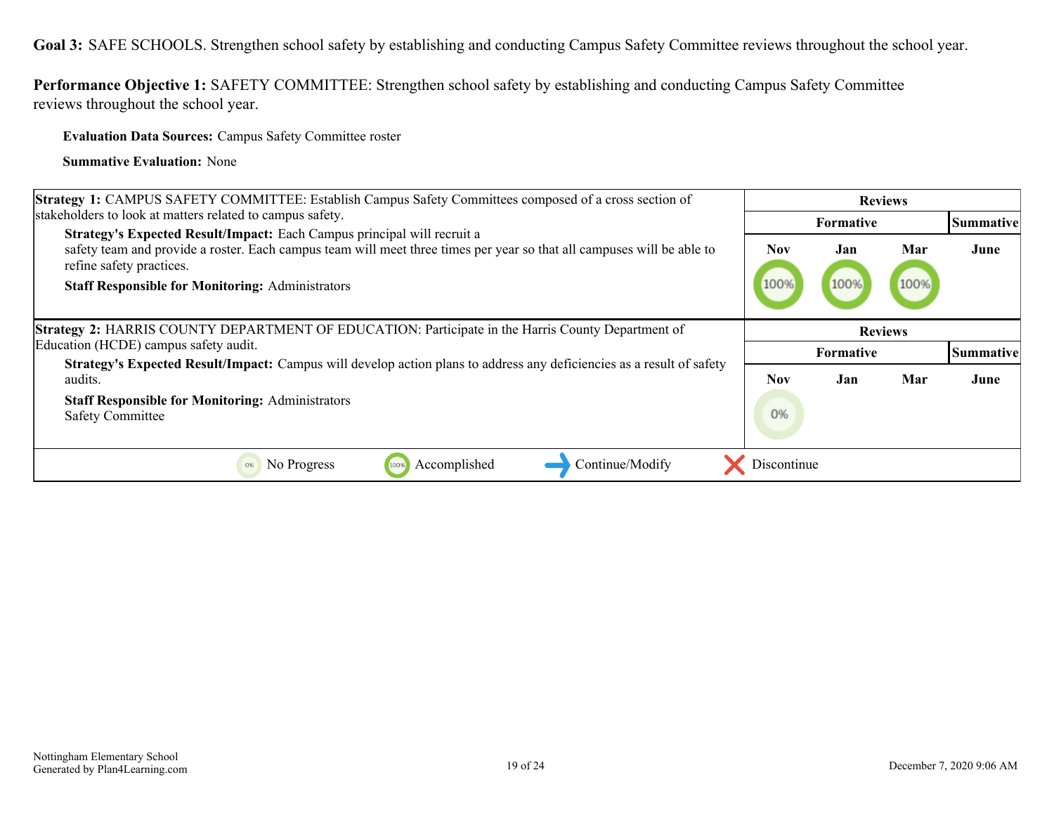**Goal 3:** SAFE SCHOOLS. Strengthen school safety by establishing and conducting Campus Safety Committee reviews throughout the school year.

**Performance Objective 1:** SAFETY COMMITTEE: Strengthen school safety by establishing and conducting Campus Safety Committee reviews throughout the school year.

**Evaluation Data Sources:** Campus Safety Committee roster

**Summative Evaluation:** None

| Strategy 1: CAMPUS SAFETY COMMITTEE: Establish Campus Safety Committees composed of a cross section of stakeholders to look at matters related to campus safety. | Reviews | | | |
|---|---|---|---|---|
| | Formative | | | Summative |
| **Strategy's Expected Result/Impact:** Each Campus principal will recruit a safety team and provide a roster. Each campus team will meet three times per year so that all campuses will be able to refine safety practices.<br>**Staff Responsible for Monitoring:** Administrators | Nov | Jan | Mar | June |
| | 100% | 100% | 100% | |

| Strategy 2: HARRIS COUNTY DEPARTMENT OF EDUCATION: Participate in the Harris County Department of Education (HCDE) campus safety audit. | Reviews | | | |
|---|---|---|---|---|
| | Formative | | | Summative |
| **Strategy's Expected Result/Impact:** Campus will develop action plans to address any deficiencies as a result of safety audits.<br>**Staff Responsible for Monitoring:** Administrators<br>Safety Committee | Nov | Jan | Mar | June |
| | 0% | | | |

0% No Progress | 100% Accomplished | Continue/Modify | Discontinue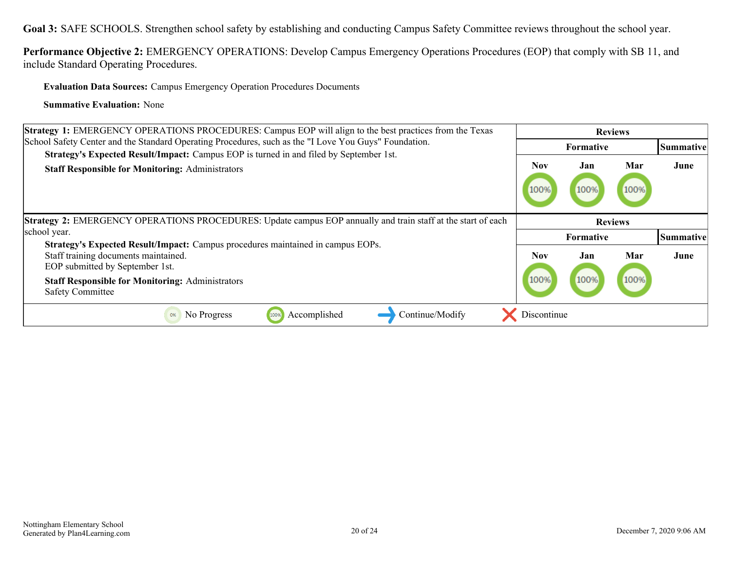**Goal 3:** SAFE SCHOOLS. Strengthen school safety by establishing and conducting Campus Safety Committee reviews throughout the school year.

**Performance Objective 2:** EMERGENCY OPERATIONS: Develop Campus Emergency Operations Procedures (EOP) that comply with SB 11, and include Standard Operating Procedures.

**Evaluation Data Sources:** Campus Emergency Operation Procedures Documents

**Summative Evaluation:** None

| Strategy | Reviews | | | |
|---|---|---|---|---|
| | Formative | | | Summative |
| | Nov | Jan | Mar | June |
| **Strategy 1:** EMERGENCY OPERATIONS PROCEDURES: Campus EOP will align to the best practices from the Texas School Safety Center and the Standard Operating Procedures, such as the "I Love You Guys" Foundation.<br>**Strategy's Expected Result/Impact:** Campus EOP is turned in and filed by September 1st.<br>**Staff Responsible for Monitoring:** Administrators | 100% | 100% | 100% | |
| **Strategy 2:** EMERGENCY OPERATIONS PROCEDURES: Update campus EOP annually and train staff at the start of each school year.<br>**Strategy's Expected Result/Impact:** Campus procedures maintained in campus EOPs.<br>Staff training documents maintained.<br>EOP submitted by September 1st.<br>**Staff Responsible for Monitoring:** Administrators<br>Safety Committee | 100% | 100% | 100% | |

0% No Progress | 100% Accomplished | → Continue/Modify | X Discontinue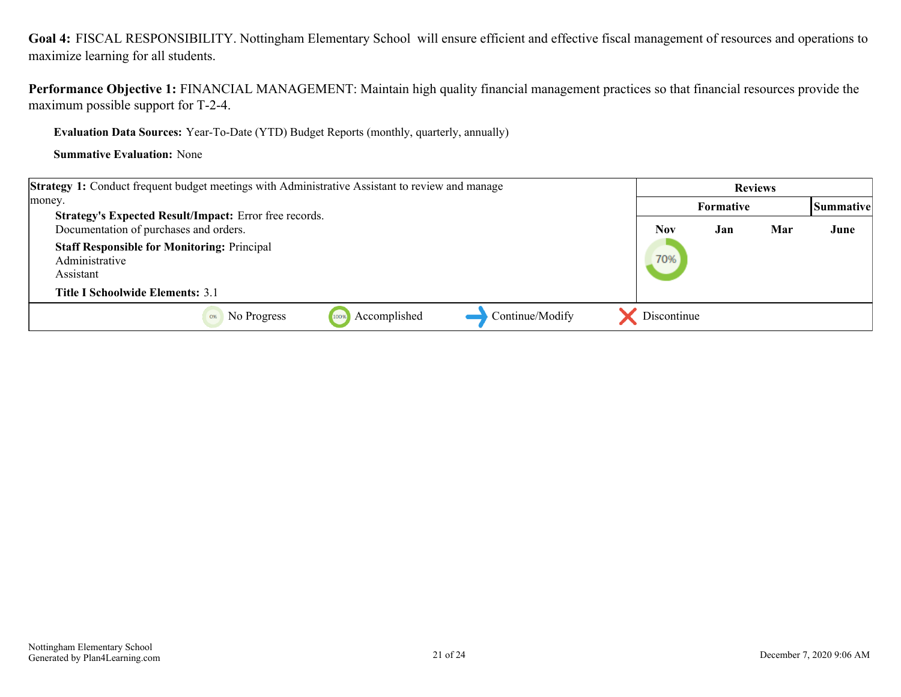**Goal 4:** FISCAL RESPONSIBILITY. Nottingham Elementary School will ensure efficient and effective fiscal management of resources and operations to maximize learning for all students.

**Performance Objective 1:** FINANCIAL MANAGEMENT: Maintain high quality financial management practices so that financial resources provide the maximum possible support for T-2-4.

**Evaluation Data Sources:** Year-To-Date (YTD) Budget Reports (monthly, quarterly, annually)

**Summative Evaluation:** None

| Strategy 1 | Reviews | | | |
|---|---|---|---|---|
| | Formative | | | Summative |
| | Nov | Jan | Mar | June |
| **Strategy 1:** Conduct frequent budget meetings with Administrative Assistant to review and manage money.<br>**Strategy's Expected Result/Impact:** Error free records. Documentation of purchases and orders.<br>**Staff Responsible for Monitoring:** Principal Administrative Assistant<br>**Title I Schoolwide Elements:** 3.1 | 70% | | | |

0% No Progress | 100% Accomplished | Continue/Modify | Discontinue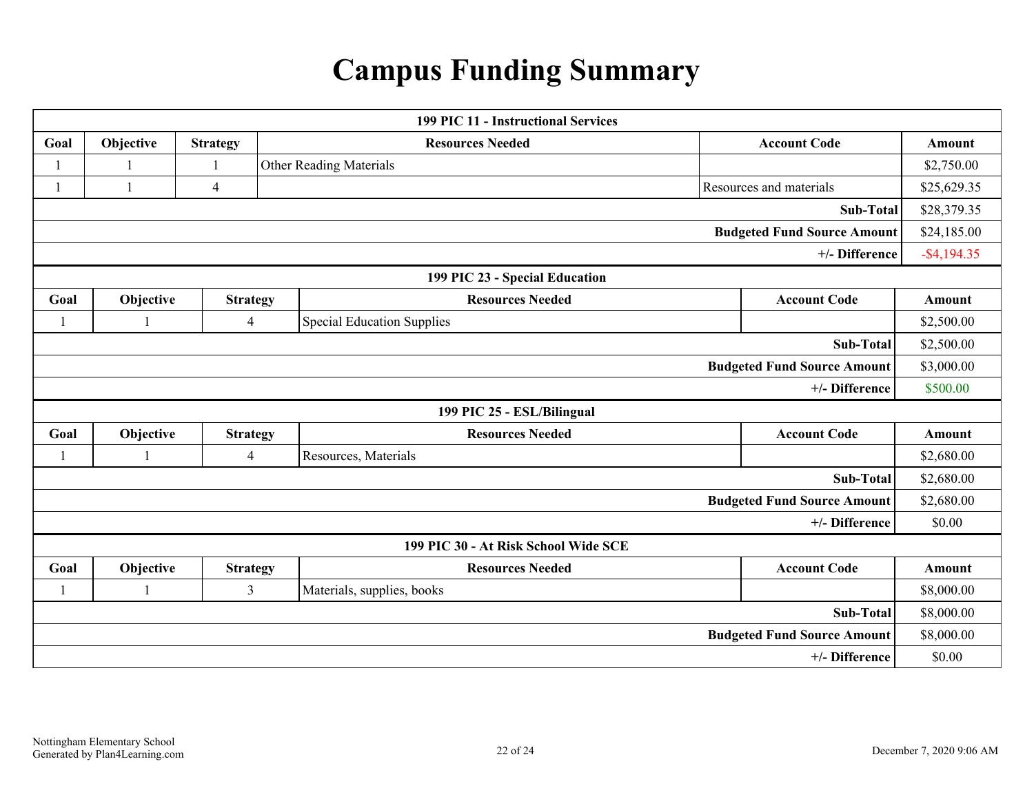# Campus Funding Summary

| 199 PIC 11 - Instructional Services | | | | | |
|---|---|---|---|---|---|
| **Goal** | **Objective** | **Strategy** | **Resources Needed** | **Account Code** | **Amount** |
| 1 | 1 | 1 | Other Reading Materials | | $2,750.00 |
| 1 | 1 | 4 | | Resources and materials | $25,629.35 |
| | | | | **Sub-Total** | $28,379.35 |
| | | | | **Budgeted Fund Source Amount** | $24,185.00 |
| | | | | **+/- Difference** | -$4,194.35 |

| 199 PIC 23 - Special Education | | | | | |
|---|---|---|---|---|---|
| **Goal** | **Objective** | **Strategy** | **Resources Needed** | **Account Code** | **Amount** |
| 1 | 1 | 4 | Special Education Supplies | | $2,500.00 |
| | | | | **Sub-Total** | $2,500.00 |
| | | | | **Budgeted Fund Source Amount** | $3,000.00 |
| | | | | **+/- Difference** | $500.00 |

| 199 PIC 25 - ESL/Bilingual | | | | | |
|---|---|---|---|---|---|
| **Goal** | **Objective** | **Strategy** | **Resources Needed** | **Account Code** | **Amount** |
| 1 | 1 | 4 | Resources, Materials | | $2,680.00 |
| | | | | **Sub-Total** | $2,680.00 |
| | | | | **Budgeted Fund Source Amount** | $2,680.00 |
| | | | | **+/- Difference** | $0.00 |

| 199 PIC 30 - At Risk School Wide SCE | | | | | |
|---|---|---|---|---|---|
| **Goal** | **Objective** | **Strategy** | **Resources Needed** | **Account Code** | **Amount** |
| 1 | 1 | 3 | Materials, supplies, books | | $8,000.00 |
| | | | | **Sub-Total** | $8,000.00 |
| | | | | **Budgeted Fund Source Amount** | $8,000.00 |
| | | | | **+/- Difference** | $0.00 |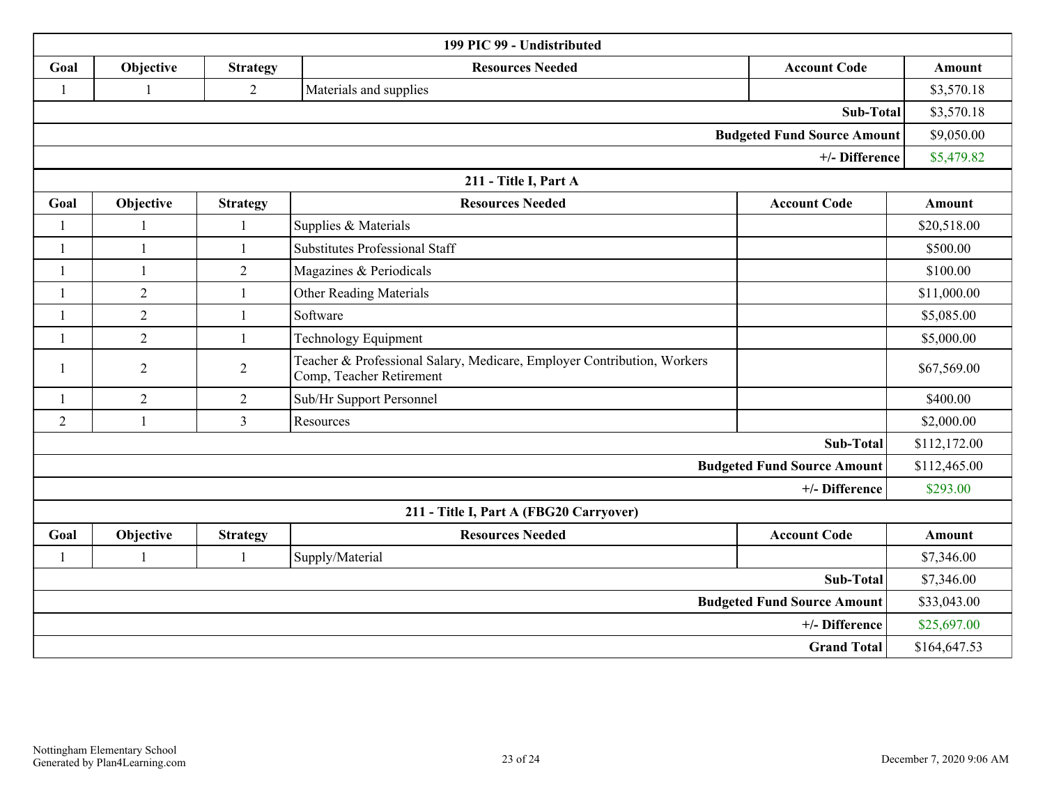| 199 PIC 99 - Undistributed | | | | | |
|---|---|---|---|---|---|
| **Goal** | **Objective** | **Strategy** | **Resources Needed** | **Account Code** | **Amount** |
| 1 | 1 | 2 | Materials and supplies | | $3,570.18 |
| | | | | **Sub-Total** | $3,570.18 |
| | | | | **Budgeted Fund Source Amount** | $9,050.00 |
| | | | | **+/- Difference** | $5,479.82 |

| 211 - Title I, Part A | | | | | |
|---|---|---|---|---|---|
| **Goal** | **Objective** | **Strategy** | **Resources Needed** | **Account Code** | **Amount** |
| 1 | 1 | 1 | Supplies & Materials | | $20,518.00 |
| 1 | 1 | 1 | Substitutes Professional Staff | | $500.00 |
| 1 | 1 | 2 | Magazines & Periodicals | | $100.00 |
| 1 | 2 | 1 | Other Reading Materials | | $11,000.00 |
| 1 | 2 | 1 | Software | | $5,085.00 |
| 1 | 2 | 1 | Technology Equipment | | $5,000.00 |
| 1 | 2 | 2 | Teacher & Professional Salary, Medicare, Employer Contribution, Workers Comp, Teacher Retirement | | $67,569.00 |
| 1 | 2 | 2 | Sub/Hr Support Personnel | | $400.00 |
| 2 | 1 | 3 | Resources | | $2,000.00 |
| | | | | **Sub-Total** | $112,172.00 |
| | | | | **Budgeted Fund Source Amount** | $112,465.00 |
| | | | | **+/- Difference** | $293.00 |

| 211 - Title I, Part A (FBG20 Carryover) | | | | | |
|---|---|---|---|---|---|
| **Goal** | **Objective** | **Strategy** | **Resources Needed** | **Account Code** | **Amount** |
| 1 | 1 | 1 | Supply/Material | | $7,346.00 |
| | | | | **Sub-Total** | $7,346.00 |
| | | | | **Budgeted Fund Source Amount** | $33,043.00 |
| | | | | **+/- Difference** | $25,697.00 |
| | | | | **Grand Total** | $164,647.53 |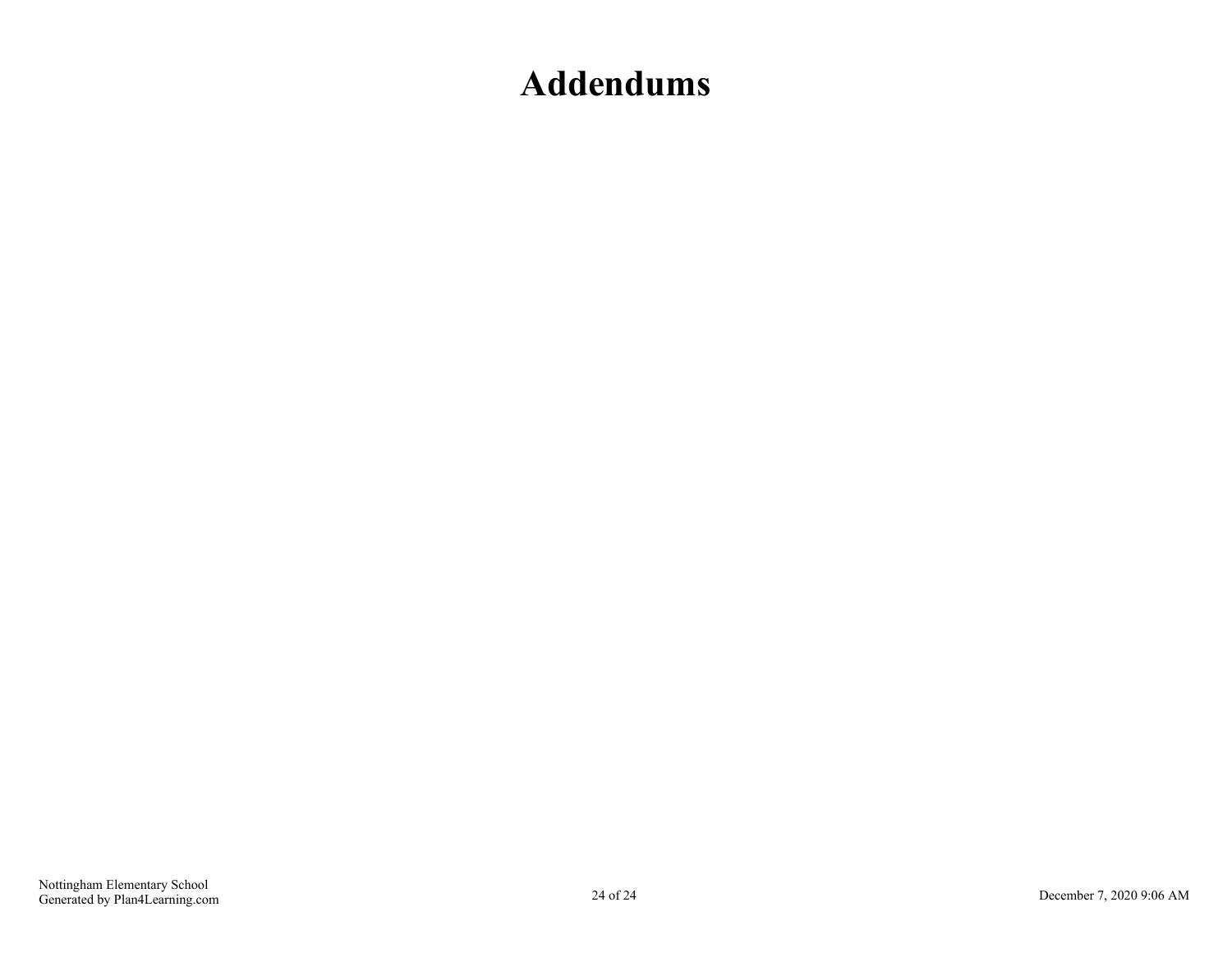# Addendums